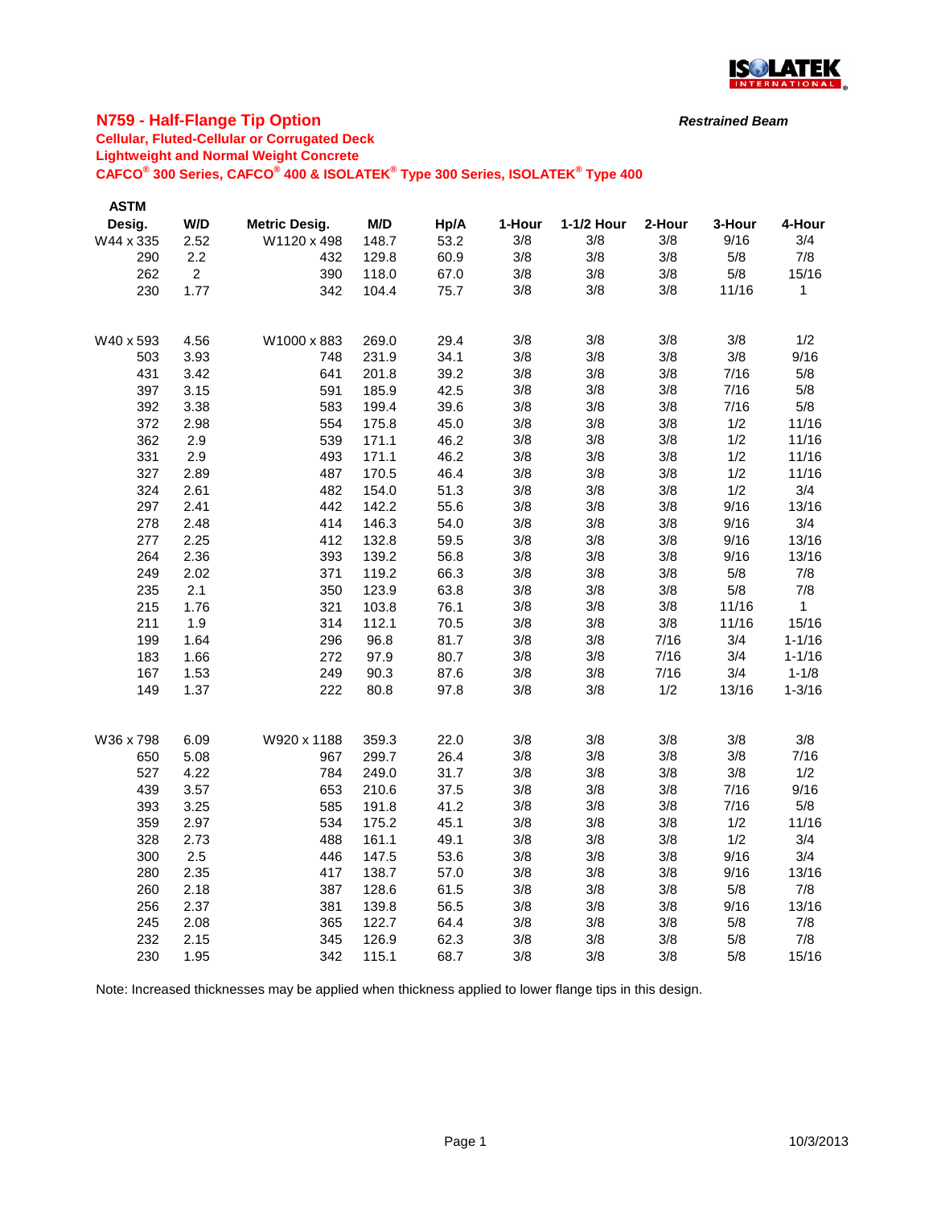## N759 - Half-Flange Tip Option

***Restrained Beam***

**Cellular, Fluted-Cellular or Corrugated Deck**
**Lightweight and Normal Weight Concrete**
**CAFCO® 300 Series, CAFCO® 400 & ISOLATEK® Type 300 Series, ISOLATEK® Type 400**

| ASTM Desig. | W/D | Metric Desig. | M/D | Hp/A | 1-Hour | 1-1/2 Hour | 2-Hour | 3-Hour | 4-Hour |
|---|---|---|---|---|---|---|---|---|---|
| W44 x 335 | 2.52 | W1120 x 498 | 148.7 | 53.2 | 3/8 | 3/8 | 3/8 | 9/16 | 3/4 |
| 290 | 2.2 | 432 | 129.8 | 60.9 | 3/8 | 3/8 | 3/8 | 5/8 | 7/8 |
| 262 | 2 | 390 | 118.0 | 67.0 | 3/8 | 3/8 | 3/8 | 5/8 | 15/16 |
| 230 | 1.77 | 342 | 104.4 | 75.7 | 3/8 | 3/8 | 3/8 | 11/16 | 1 |
| | | | | | | | | | |
| W40 x 593 | 4.56 | W1000 x 883 | 269.0 | 29.4 | 3/8 | 3/8 | 3/8 | 3/8 | 1/2 |
| 503 | 3.93 | 748 | 231.9 | 34.1 | 3/8 | 3/8 | 3/8 | 3/8 | 9/16 |
| 431 | 3.42 | 641 | 201.8 | 39.2 | 3/8 | 3/8 | 3/8 | 7/16 | 5/8 |
| 397 | 3.15 | 591 | 185.9 | 42.5 | 3/8 | 3/8 | 3/8 | 7/16 | 5/8 |
| 392 | 3.38 | 583 | 199.4 | 39.6 | 3/8 | 3/8 | 3/8 | 7/16 | 5/8 |
| 372 | 2.98 | 554 | 175.8 | 45.0 | 3/8 | 3/8 | 3/8 | 1/2 | 11/16 |
| 362 | 2.9 | 539 | 171.1 | 46.2 | 3/8 | 3/8 | 3/8 | 1/2 | 11/16 |
| 331 | 2.9 | 493 | 171.1 | 46.2 | 3/8 | 3/8 | 3/8 | 1/2 | 11/16 |
| 327 | 2.89 | 487 | 170.5 | 46.4 | 3/8 | 3/8 | 3/8 | 1/2 | 11/16 |
| 324 | 2.61 | 482 | 154.0 | 51.3 | 3/8 | 3/8 | 3/8 | 1/2 | 3/4 |
| 297 | 2.41 | 442 | 142.2 | 55.6 | 3/8 | 3/8 | 3/8 | 9/16 | 13/16 |
| 278 | 2.48 | 414 | 146.3 | 54.0 | 3/8 | 3/8 | 3/8 | 9/16 | 3/4 |
| 277 | 2.25 | 412 | 132.8 | 59.5 | 3/8 | 3/8 | 3/8 | 9/16 | 13/16 |
| 264 | 2.36 | 393 | 139.2 | 56.8 | 3/8 | 3/8 | 3/8 | 9/16 | 13/16 |
| 249 | 2.02 | 371 | 119.2 | 66.3 | 3/8 | 3/8 | 3/8 | 5/8 | 7/8 |
| 235 | 2.1 | 350 | 123.9 | 63.8 | 3/8 | 3/8 | 3/8 | 5/8 | 7/8 |
| 215 | 1.76 | 321 | 103.8 | 76.1 | 3/8 | 3/8 | 3/8 | 11/16 | 1 |
| 211 | 1.9 | 314 | 112.1 | 70.5 | 3/8 | 3/8 | 3/8 | 11/16 | 15/16 |
| 199 | 1.64 | 296 | 96.8 | 81.7 | 3/8 | 3/8 | 7/16 | 3/4 | 1-1/16 |
| 183 | 1.66 | 272 | 97.9 | 80.7 | 3/8 | 3/8 | 7/16 | 3/4 | 1-1/16 |
| 167 | 1.53 | 249 | 90.3 | 87.6 | 3/8 | 3/8 | 7/16 | 3/4 | 1-1/8 |
| 149 | 1.37 | 222 | 80.8 | 97.8 | 3/8 | 3/8 | 1/2 | 13/16 | 1-3/16 |
| | | | | | | | | | |
| W36 x 798 | 6.09 | W920 x 1188 | 359.3 | 22.0 | 3/8 | 3/8 | 3/8 | 3/8 | 3/8 |
| 650 | 5.08 | 967 | 299.7 | 26.4 | 3/8 | 3/8 | 3/8 | 3/8 | 7/16 |
| 527 | 4.22 | 784 | 249.0 | 31.7 | 3/8 | 3/8 | 3/8 | 3/8 | 1/2 |
| 439 | 3.57 | 653 | 210.6 | 37.5 | 3/8 | 3/8 | 3/8 | 7/16 | 9/16 |
| 393 | 3.25 | 585 | 191.8 | 41.2 | 3/8 | 3/8 | 3/8 | 7/16 | 5/8 |
| 359 | 2.97 | 534 | 175.2 | 45.1 | 3/8 | 3/8 | 3/8 | 1/2 | 11/16 |
| 328 | 2.73 | 488 | 161.1 | 49.1 | 3/8 | 3/8 | 3/8 | 1/2 | 3/4 |
| 300 | 2.5 | 446 | 147.5 | 53.6 | 3/8 | 3/8 | 3/8 | 9/16 | 3/4 |
| 280 | 2.35 | 417 | 138.7 | 57.0 | 3/8 | 3/8 | 3/8 | 9/16 | 13/16 |
| 260 | 2.18 | 387 | 128.6 | 61.5 | 3/8 | 3/8 | 3/8 | 5/8 | 7/8 |
| 256 | 2.37 | 381 | 139.8 | 56.5 | 3/8 | 3/8 | 3/8 | 9/16 | 13/16 |
| 245 | 2.08 | 365 | 122.7 | 64.4 | 3/8 | 3/8 | 3/8 | 5/8 | 7/8 |
| 232 | 2.15 | 345 | 126.9 | 62.3 | 3/8 | 3/8 | 3/8 | 5/8 | 7/8 |
| 230 | 1.95 | 342 | 115.1 | 68.7 | 3/8 | 3/8 | 3/8 | 5/8 | 15/16 |

Note: Increased thicknesses may be applied when thickness applied to lower flange tips in this design.

10/3/2013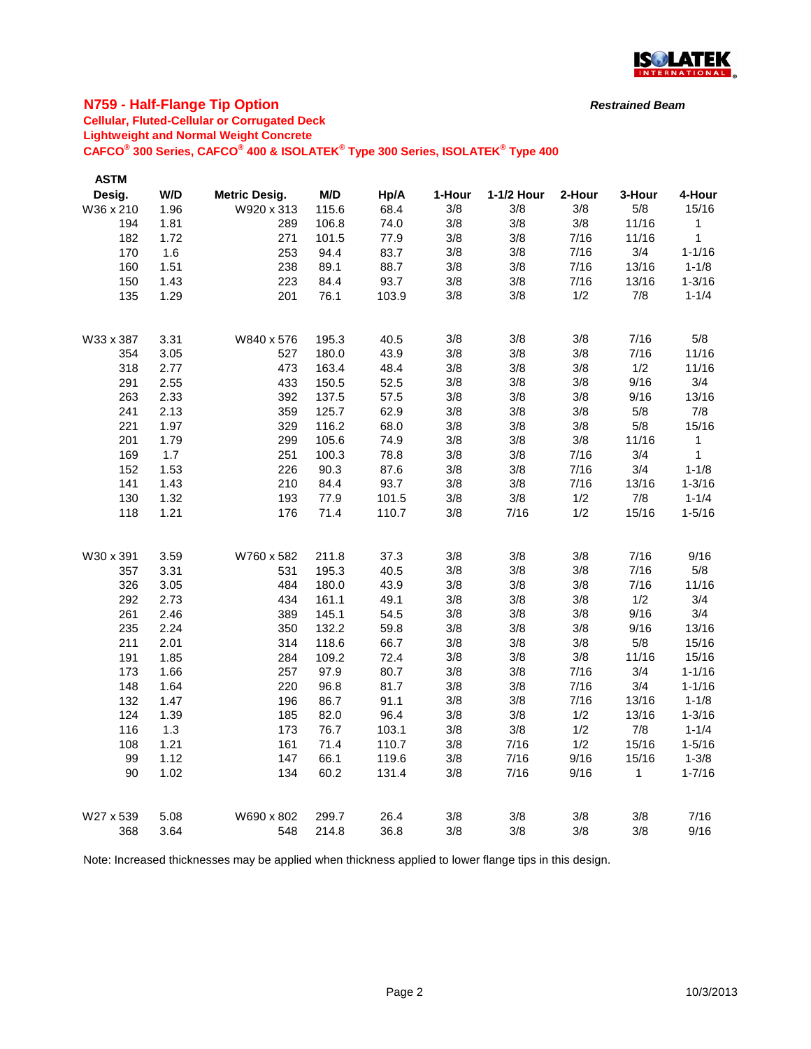## N759 - Half-Flange Tip Option

***Restrained Beam***

**Cellular, Fluted-Cellular or Corrugated Deck**
**Lightweight and Normal Weight Concrete**
**CAFCO® 300 Series, CAFCO® 400 & ISOLATEK® Type 300 Series, ISOLATEK® Type 400**

| ASTM Desig. | W/D | Metric Desig. | M/D | Hp/A | 1-Hour | 1-1/2 Hour | 2-Hour | 3-Hour | 4-Hour |
|---|---|---|---|---|---|---|---|---|---|
| W36 x 210 | 1.96 | W920 x 313 | 115.6 | 68.4 | 3/8 | 3/8 | 3/8 | 5/8 | 15/16 |
| 194 | 1.81 | 289 | 106.8 | 74.0 | 3/8 | 3/8 | 3/8 | 11/16 | 1 |
| 182 | 1.72 | 271 | 101.5 | 77.9 | 3/8 | 3/8 | 7/16 | 11/16 | 1 |
| 170 | 1.6 | 253 | 94.4 | 83.7 | 3/8 | 3/8 | 7/16 | 3/4 | 1-1/16 |
| 160 | 1.51 | 238 | 89.1 | 88.7 | 3/8 | 3/8 | 7/16 | 13/16 | 1-1/8 |
| 150 | 1.43 | 223 | 84.4 | 93.7 | 3/8 | 3/8 | 7/16 | 13/16 | 1-3/16 |
| 135 | 1.29 | 201 | 76.1 | 103.9 | 3/8 | 3/8 | 1/2 | 7/8 | 1-1/4 |
| | | | | | | | | | |
| W33 x 387 | 3.31 | W840 x 576 | 195.3 | 40.5 | 3/8 | 3/8 | 3/8 | 7/16 | 5/8 |
| 354 | 3.05 | 527 | 180.0 | 43.9 | 3/8 | 3/8 | 3/8 | 7/16 | 11/16 |
| 318 | 2.77 | 473 | 163.4 | 48.4 | 3/8 | 3/8 | 3/8 | 1/2 | 11/16 |
| 291 | 2.55 | 433 | 150.5 | 52.5 | 3/8 | 3/8 | 3/8 | 9/16 | 3/4 |
| 263 | 2.33 | 392 | 137.5 | 57.5 | 3/8 | 3/8 | 3/8 | 9/16 | 13/16 |
| 241 | 2.13 | 359 | 125.7 | 62.9 | 3/8 | 3/8 | 3/8 | 5/8 | 7/8 |
| 221 | 1.97 | 329 | 116.2 | 68.0 | 3/8 | 3/8 | 3/8 | 5/8 | 15/16 |
| 201 | 1.79 | 299 | 105.6 | 74.9 | 3/8 | 3/8 | 3/8 | 11/16 | 1 |
| 169 | 1.7 | 251 | 100.3 | 78.8 | 3/8 | 3/8 | 7/16 | 3/4 | 1 |
| 152 | 1.53 | 226 | 90.3 | 87.6 | 3/8 | 3/8 | 7/16 | 3/4 | 1-1/8 |
| 141 | 1.43 | 210 | 84.4 | 93.7 | 3/8 | 3/8 | 7/16 | 13/16 | 1-3/16 |
| 130 | 1.32 | 193 | 77.9 | 101.5 | 3/8 | 3/8 | 1/2 | 7/8 | 1-1/4 |
| 118 | 1.21 | 176 | 71.4 | 110.7 | 3/8 | 7/16 | 1/2 | 15/16 | 1-5/16 |
| | | | | | | | | | |
| W30 x 391 | 3.59 | W760 x 582 | 211.8 | 37.3 | 3/8 | 3/8 | 3/8 | 7/16 | 9/16 |
| 357 | 3.31 | 531 | 195.3 | 40.5 | 3/8 | 3/8 | 3/8 | 7/16 | 5/8 |
| 326 | 3.05 | 484 | 180.0 | 43.9 | 3/8 | 3/8 | 3/8 | 7/16 | 11/16 |
| 292 | 2.73 | 434 | 161.1 | 49.1 | 3/8 | 3/8 | 3/8 | 1/2 | 3/4 |
| 261 | 2.46 | 389 | 145.1 | 54.5 | 3/8 | 3/8 | 3/8 | 9/16 | 3/4 |
| 235 | 2.24 | 350 | 132.2 | 59.8 | 3/8 | 3/8 | 3/8 | 9/16 | 13/16 |
| 211 | 2.01 | 314 | 118.6 | 66.7 | 3/8 | 3/8 | 3/8 | 5/8 | 15/16 |
| 191 | 1.85 | 284 | 109.2 | 72.4 | 3/8 | 3/8 | 3/8 | 11/16 | 15/16 |
| 173 | 1.66 | 257 | 97.9 | 80.7 | 3/8 | 3/8 | 7/16 | 3/4 | 1-1/16 |
| 148 | 1.64 | 220 | 96.8 | 81.7 | 3/8 | 3/8 | 7/16 | 3/4 | 1-1/16 |
| 132 | 1.47 | 196 | 86.7 | 91.1 | 3/8 | 3/8 | 7/16 | 13/16 | 1-1/8 |
| 124 | 1.39 | 185 | 82.0 | 96.4 | 3/8 | 3/8 | 1/2 | 13/16 | 1-3/16 |
| 116 | 1.3 | 173 | 76.7 | 103.1 | 3/8 | 3/8 | 1/2 | 7/8 | 1-1/4 |
| 108 | 1.21 | 161 | 71.4 | 110.7 | 3/8 | 7/16 | 1/2 | 15/16 | 1-5/16 |
| 99 | 1.12 | 147 | 66.1 | 119.6 | 3/8 | 7/16 | 9/16 | 15/16 | 1-3/8 |
| 90 | 1.02 | 134 | 60.2 | 131.4 | 3/8 | 7/16 | 9/16 | 1 | 1-7/16 |
| | | | | | | | | | |
| W27 x 539 | 5.08 | W690 x 802 | 299.7 | 26.4 | 3/8 | 3/8 | 3/8 | 3/8 | 7/16 |
| 368 | 3.64 | 548 | 214.8 | 36.8 | 3/8 | 3/8 | 3/8 | 3/8 | 9/16 |

Note: Increased thicknesses may be applied when thickness applied to lower flange tips in this design.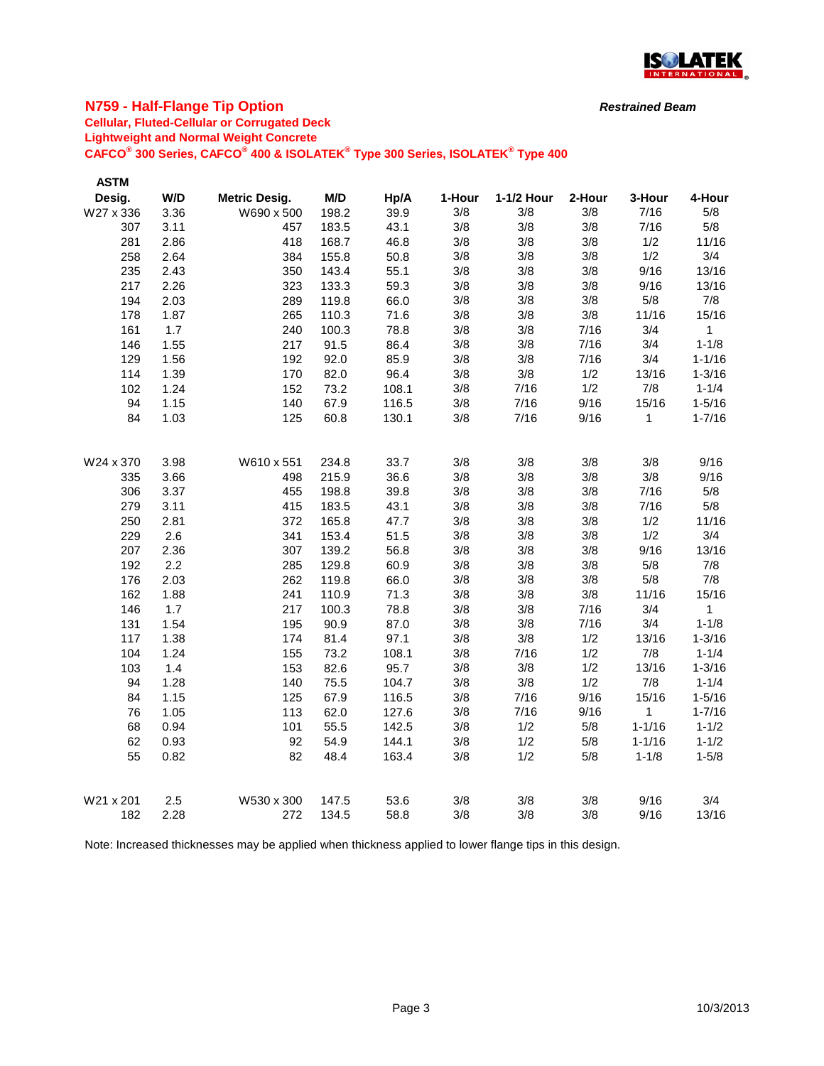## N759 - Half-Flange Tip Option

***Restrained Beam***

**Cellular, Fluted-Cellular or Corrugated Deck**
**Lightweight and Normal Weight Concrete**
**CAFCO® 300 Series, CAFCO® 400 & ISOLATEK® Type 300 Series, ISOLATEK® Type 400**

| ASTM Desig. | W/D | Metric Desig. | M/D | Hp/A | 1-Hour | 1-1/2 Hour | 2-Hour | 3-Hour | 4-Hour |
|---|---|---|---|---|---|---|---|---|---|
| W27 x 336 | 3.36 | W690 x 500 | 198.2 | 39.9 | 3/8 | 3/8 | 3/8 | 7/16 | 5/8 |
| 307 | 3.11 | 457 | 183.5 | 43.1 | 3/8 | 3/8 | 3/8 | 7/16 | 5/8 |
| 281 | 2.86 | 418 | 168.7 | 46.8 | 3/8 | 3/8 | 3/8 | 1/2 | 11/16 |
| 258 | 2.64 | 384 | 155.8 | 50.8 | 3/8 | 3/8 | 3/8 | 1/2 | 3/4 |
| 235 | 2.43 | 350 | 143.4 | 55.1 | 3/8 | 3/8 | 3/8 | 9/16 | 13/16 |
| 217 | 2.26 | 323 | 133.3 | 59.3 | 3/8 | 3/8 | 3/8 | 9/16 | 13/16 |
| 194 | 2.03 | 289 | 119.8 | 66.0 | 3/8 | 3/8 | 3/8 | 5/8 | 7/8 |
| 178 | 1.87 | 265 | 110.3 | 71.6 | 3/8 | 3/8 | 3/8 | 11/16 | 15/16 |
| 161 | 1.7 | 240 | 100.3 | 78.8 | 3/8 | 3/8 | 7/16 | 3/4 | 1 |
| 146 | 1.55 | 217 | 91.5 | 86.4 | 3/8 | 3/8 | 7/16 | 3/4 | 1-1/8 |
| 129 | 1.56 | 192 | 92.0 | 85.9 | 3/8 | 3/8 | 7/16 | 3/4 | 1-1/16 |
| 114 | 1.39 | 170 | 82.0 | 96.4 | 3/8 | 3/8 | 1/2 | 13/16 | 1-3/16 |
| 102 | 1.24 | 152 | 73.2 | 108.1 | 3/8 | 7/16 | 1/2 | 7/8 | 1-1/4 |
| 94 | 1.15 | 140 | 67.9 | 116.5 | 3/8 | 7/16 | 9/16 | 15/16 | 1-5/16 |
| 84 | 1.03 | 125 | 60.8 | 130.1 | 3/8 | 7/16 | 9/16 | 1 | 1-7/16 |
| | | | | | | | | | |
| W24 x 370 | 3.98 | W610 x 551 | 234.8 | 33.7 | 3/8 | 3/8 | 3/8 | 3/8 | 9/16 |
| 335 | 3.66 | 498 | 215.9 | 36.6 | 3/8 | 3/8 | 3/8 | 3/8 | 9/16 |
| 306 | 3.37 | 455 | 198.8 | 39.8 | 3/8 | 3/8 | 3/8 | 7/16 | 5/8 |
| 279 | 3.11 | 415 | 183.5 | 43.1 | 3/8 | 3/8 | 3/8 | 7/16 | 5/8 |
| 250 | 2.81 | 372 | 165.8 | 47.7 | 3/8 | 3/8 | 3/8 | 1/2 | 11/16 |
| 229 | 2.6 | 341 | 153.4 | 51.5 | 3/8 | 3/8 | 3/8 | 1/2 | 3/4 |
| 207 | 2.36 | 307 | 139.2 | 56.8 | 3/8 | 3/8 | 3/8 | 9/16 | 13/16 |
| 192 | 2.2 | 285 | 129.8 | 60.9 | 3/8 | 3/8 | 3/8 | 5/8 | 7/8 |
| 176 | 2.03 | 262 | 119.8 | 66.0 | 3/8 | 3/8 | 3/8 | 5/8 | 7/8 |
| 162 | 1.88 | 241 | 110.9 | 71.3 | 3/8 | 3/8 | 3/8 | 11/16 | 15/16 |
| 146 | 1.7 | 217 | 100.3 | 78.8 | 3/8 | 3/8 | 7/16 | 3/4 | 1 |
| 131 | 1.54 | 195 | 90.9 | 87.0 | 3/8 | 3/8 | 7/16 | 3/4 | 1-1/8 |
| 117 | 1.38 | 174 | 81.4 | 97.1 | 3/8 | 3/8 | 1/2 | 13/16 | 1-3/16 |
| 104 | 1.24 | 155 | 73.2 | 108.1 | 3/8 | 7/16 | 1/2 | 7/8 | 1-1/4 |
| 103 | 1.4 | 153 | 82.6 | 95.7 | 3/8 | 3/8 | 1/2 | 13/16 | 1-3/16 |
| 94 | 1.28 | 140 | 75.5 | 104.7 | 3/8 | 3/8 | 1/2 | 7/8 | 1-1/4 |
| 84 | 1.15 | 125 | 67.9 | 116.5 | 3/8 | 7/16 | 9/16 | 15/16 | 1-5/16 |
| 76 | 1.05 | 113 | 62.0 | 127.6 | 3/8 | 7/16 | 9/16 | 1 | 1-7/16 |
| 68 | 0.94 | 101 | 55.5 | 142.5 | 3/8 | 1/2 | 5/8 | 1-1/16 | 1-1/2 |
| 62 | 0.93 | 92 | 54.9 | 144.1 | 3/8 | 1/2 | 5/8 | 1-1/16 | 1-1/2 |
| 55 | 0.82 | 82 | 48.4 | 163.4 | 3/8 | 1/2 | 5/8 | 1-1/8 | 1-5/8 |
| | | | | | | | | | |
| W21 x 201 | 2.5 | W530 x 300 | 147.5 | 53.6 | 3/8 | 3/8 | 3/8 | 9/16 | 3/4 |
| 182 | 2.28 | 272 | 134.5 | 58.8 | 3/8 | 3/8 | 3/8 | 9/16 | 13/16 |

Note: Increased thicknesses may be applied when thickness applied to lower flange tips in this design.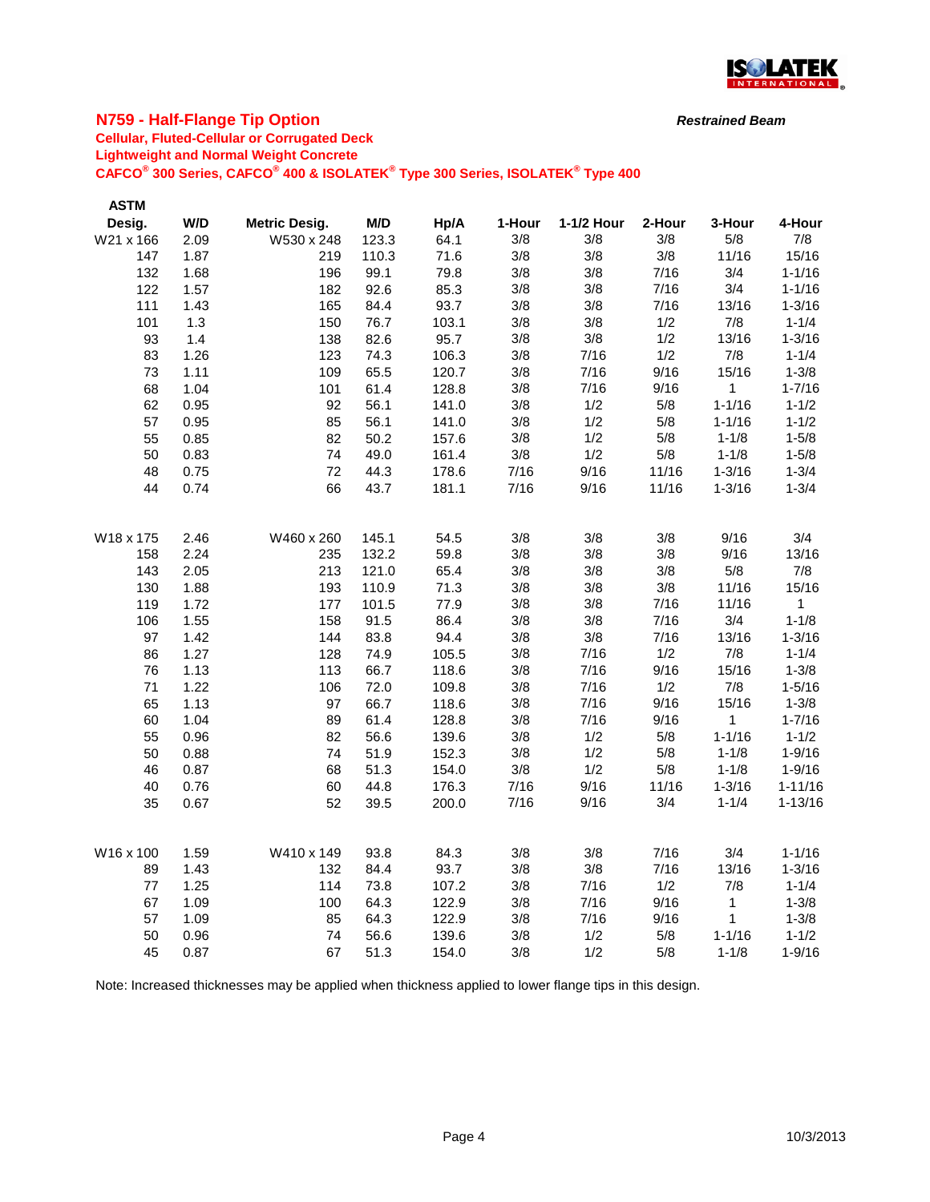## N759 - Half-Flange Tip Option

***Restrained Beam***

**Cellular, Fluted-Cellular or Corrugated Deck**
**Lightweight and Normal Weight Concrete**
**CAFCO® 300 Series, CAFCO® 400 & ISOLATEK® Type 300 Series, ISOLATEK® Type 400**

| ASTM Desig. | W/D | Metric Desig. | M/D | Hp/A | 1-Hour | 1-1/2 Hour | 2-Hour | 3-Hour | 4-Hour |
|---|---|---|---|---|---|---|---|---|---|
| W21 x 166 | 2.09 | W530 x 248 | 123.3 | 64.1 | 3/8 | 3/8 | 3/8 | 5/8 | 7/8 |
| 147 | 1.87 | 219 | 110.3 | 71.6 | 3/8 | 3/8 | 3/8 | 11/16 | 15/16 |
| 132 | 1.68 | 196 | 99.1 | 79.8 | 3/8 | 3/8 | 7/16 | 3/4 | 1-1/16 |
| 122 | 1.57 | 182 | 92.6 | 85.3 | 3/8 | 3/8 | 7/16 | 3/4 | 1-1/16 |
| 111 | 1.43 | 165 | 84.4 | 93.7 | 3/8 | 3/8 | 7/16 | 13/16 | 1-3/16 |
| 101 | 1.3 | 150 | 76.7 | 103.1 | 3/8 | 3/8 | 1/2 | 7/8 | 1-1/4 |
| 93 | 1.4 | 138 | 82.6 | 95.7 | 3/8 | 3/8 | 1/2 | 13/16 | 1-3/16 |
| 83 | 1.26 | 123 | 74.3 | 106.3 | 3/8 | 7/16 | 1/2 | 7/8 | 1-1/4 |
| 73 | 1.11 | 109 | 65.5 | 120.7 | 3/8 | 7/16 | 9/16 | 15/16 | 1-3/8 |
| 68 | 1.04 | 101 | 61.4 | 128.8 | 3/8 | 7/16 | 9/16 | 1 | 1-7/16 |
| 62 | 0.95 | 92 | 56.1 | 141.0 | 3/8 | 1/2 | 5/8 | 1-1/16 | 1-1/2 |
| 57 | 0.95 | 85 | 56.1 | 141.0 | 3/8 | 1/2 | 5/8 | 1-1/16 | 1-1/2 |
| 55 | 0.85 | 82 | 50.2 | 157.6 | 3/8 | 1/2 | 5/8 | 1-1/8 | 1-5/8 |
| 50 | 0.83 | 74 | 49.0 | 161.4 | 3/8 | 1/2 | 5/8 | 1-1/8 | 1-5/8 |
| 48 | 0.75 | 72 | 44.3 | 178.6 | 7/16 | 9/16 | 11/16 | 1-3/16 | 1-3/4 |
| 44 | 0.74 | 66 | 43.7 | 181.1 | 7/16 | 9/16 | 11/16 | 1-3/16 | 1-3/4 |
| | | | | | | | | | |
| W18 x 175 | 2.46 | W460 x 260 | 145.1 | 54.5 | 3/8 | 3/8 | 3/8 | 9/16 | 3/4 |
| 158 | 2.24 | 235 | 132.2 | 59.8 | 3/8 | 3/8 | 3/8 | 9/16 | 13/16 |
| 143 | 2.05 | 213 | 121.0 | 65.4 | 3/8 | 3/8 | 3/8 | 5/8 | 7/8 |
| 130 | 1.88 | 193 | 110.9 | 71.3 | 3/8 | 3/8 | 3/8 | 11/16 | 15/16 |
| 119 | 1.72 | 177 | 101.5 | 77.9 | 3/8 | 3/8 | 7/16 | 11/16 | 1 |
| 106 | 1.55 | 158 | 91.5 | 86.4 | 3/8 | 3/8 | 7/16 | 3/4 | 1-1/8 |
| 97 | 1.42 | 144 | 83.8 | 94.4 | 3/8 | 3/8 | 7/16 | 13/16 | 1-3/16 |
| 86 | 1.27 | 128 | 74.9 | 105.5 | 3/8 | 7/16 | 1/2 | 7/8 | 1-1/4 |
| 76 | 1.13 | 113 | 66.7 | 118.6 | 3/8 | 7/16 | 9/16 | 15/16 | 1-3/8 |
| 71 | 1.22 | 106 | 72.0 | 109.8 | 3/8 | 7/16 | 1/2 | 7/8 | 1-5/16 |
| 65 | 1.13 | 97 | 66.7 | 118.6 | 3/8 | 7/16 | 9/16 | 15/16 | 1-3/8 |
| 60 | 1.04 | 89 | 61.4 | 128.8 | 3/8 | 7/16 | 9/16 | 1 | 1-7/16 |
| 55 | 0.96 | 82 | 56.6 | 139.6 | 3/8 | 1/2 | 5/8 | 1-1/16 | 1-1/2 |
| 50 | 0.88 | 74 | 51.9 | 152.3 | 3/8 | 1/2 | 5/8 | 1-1/8 | 1-9/16 |
| 46 | 0.87 | 68 | 51.3 | 154.0 | 3/8 | 1/2 | 5/8 | 1-1/8 | 1-9/16 |
| 40 | 0.76 | 60 | 44.8 | 176.3 | 7/16 | 9/16 | 11/16 | 1-3/16 | 1-11/16 |
| 35 | 0.67 | 52 | 39.5 | 200.0 | 7/16 | 9/16 | 3/4 | 1-1/4 | 1-13/16 |
| | | | | | | | | | |
| W16 x 100 | 1.59 | W410 x 149 | 93.8 | 84.3 | 3/8 | 3/8 | 7/16 | 3/4 | 1-1/16 |
| 89 | 1.43 | 132 | 84.4 | 93.7 | 3/8 | 3/8 | 7/16 | 13/16 | 1-3/16 |
| 77 | 1.25 | 114 | 73.8 | 107.2 | 3/8 | 7/16 | 1/2 | 7/8 | 1-1/4 |
| 67 | 1.09 | 100 | 64.3 | 122.9 | 3/8 | 7/16 | 9/16 | 1 | 1-3/8 |
| 57 | 1.09 | 85 | 64.3 | 122.9 | 3/8 | 7/16 | 9/16 | 1 | 1-3/8 |
| 50 | 0.96 | 74 | 56.6 | 139.6 | 3/8 | 1/2 | 5/8 | 1-1/16 | 1-1/2 |
| 45 | 0.87 | 67 | 51.3 | 154.0 | 3/8 | 1/2 | 5/8 | 1-1/8 | 1-9/16 |

Note: Increased thicknesses may be applied when thickness applied to lower flange tips in this design.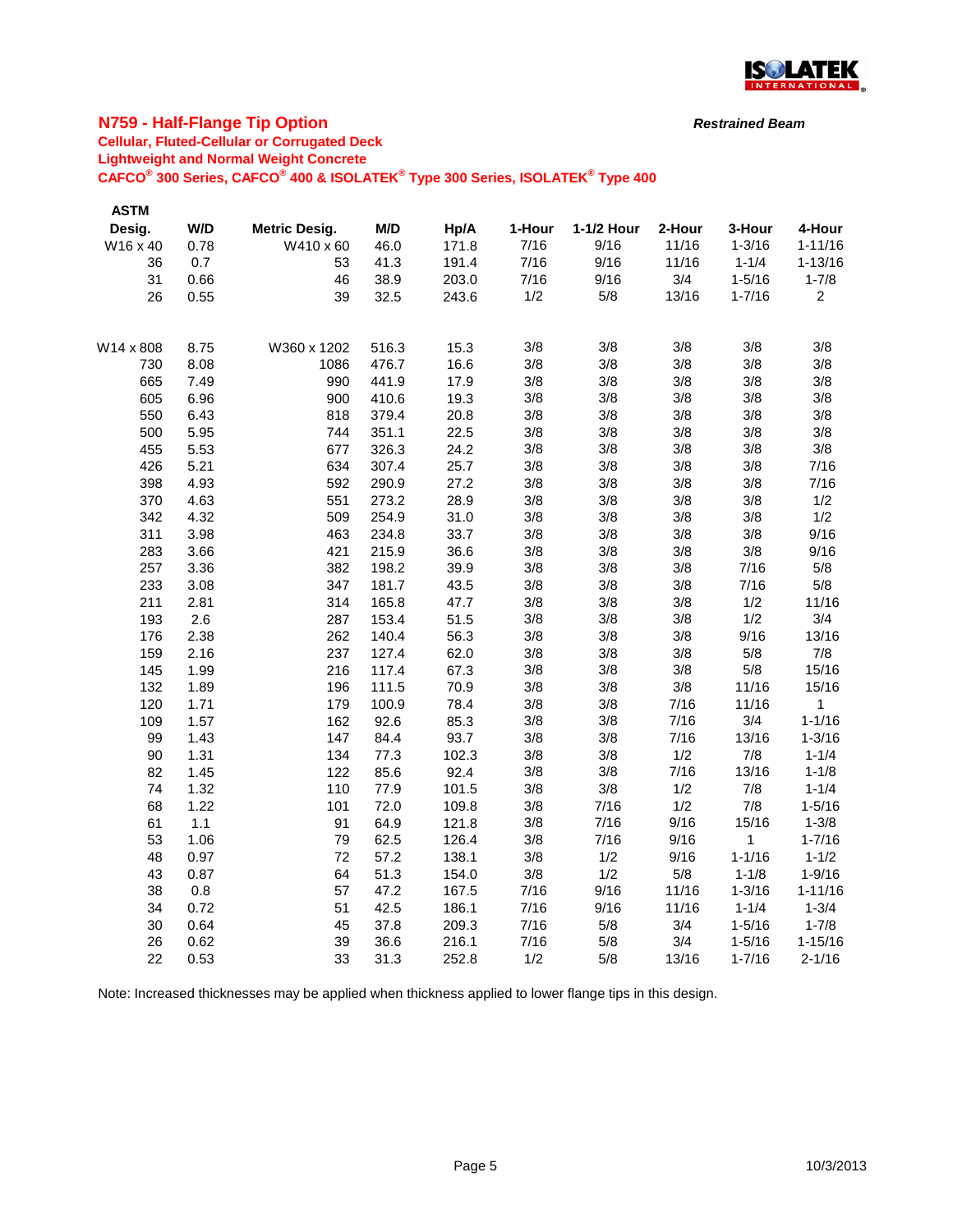## N759 - Half-Flange Tip Option

***Restrained Beam***

**Cellular, Fluted-Cellular or Corrugated Deck**
**Lightweight and Normal Weight Concrete**
**CAFCO® 300 Series, CAFCO® 400 & ISOLATEK® Type 300 Series, ISOLATEK® Type 400**

| ASTM Desig. | W/D | Metric Desig. | M/D | Hp/A | 1-Hour | 1-1/2 Hour | 2-Hour | 3-Hour | 4-Hour |
|---|---|---|---|---|---|---|---|---|---|
| W16 x 40 | 0.78 | W410 x 60 | 46.0 | 171.8 | 7/16 | 9/16 | 11/16 | 1-3/16 | 1-11/16 |
| 36 | 0.7 | 53 | 41.3 | 191.4 | 7/16 | 9/16 | 11/16 | 1-1/4 | 1-13/16 |
| 31 | 0.66 | 46 | 38.9 | 203.0 | 7/16 | 9/16 | 3/4 | 1-5/16 | 1-7/8 |
| 26 | 0.55 | 39 | 32.5 | 243.6 | 1/2 | 5/8 | 13/16 | 1-7/16 | 2 |
| | | | | | | | | | |
| W14 x 808 | 8.75 | W360 x 1202 | 516.3 | 15.3 | 3/8 | 3/8 | 3/8 | 3/8 | 3/8 |
| 730 | 8.08 | 1086 | 476.7 | 16.6 | 3/8 | 3/8 | 3/8 | 3/8 | 3/8 |
| 665 | 7.49 | 990 | 441.9 | 17.9 | 3/8 | 3/8 | 3/8 | 3/8 | 3/8 |
| 605 | 6.96 | 900 | 410.6 | 19.3 | 3/8 | 3/8 | 3/8 | 3/8 | 3/8 |
| 550 | 6.43 | 818 | 379.4 | 20.8 | 3/8 | 3/8 | 3/8 | 3/8 | 3/8 |
| 500 | 5.95 | 744 | 351.1 | 22.5 | 3/8 | 3/8 | 3/8 | 3/8 | 3/8 |
| 455 | 5.53 | 677 | 326.3 | 24.2 | 3/8 | 3/8 | 3/8 | 3/8 | 3/8 |
| 426 | 5.21 | 634 | 307.4 | 25.7 | 3/8 | 3/8 | 3/8 | 3/8 | 7/16 |
| 398 | 4.93 | 592 | 290.9 | 27.2 | 3/8 | 3/8 | 3/8 | 3/8 | 7/16 |
| 370 | 4.63 | 551 | 273.2 | 28.9 | 3/8 | 3/8 | 3/8 | 3/8 | 1/2 |
| 342 | 4.32 | 509 | 254.9 | 31.0 | 3/8 | 3/8 | 3/8 | 3/8 | 1/2 |
| 311 | 3.98 | 463 | 234.8 | 33.7 | 3/8 | 3/8 | 3/8 | 3/8 | 9/16 |
| 283 | 3.66 | 421 | 215.9 | 36.6 | 3/8 | 3/8 | 3/8 | 3/8 | 9/16 |
| 257 | 3.36 | 382 | 198.2 | 39.9 | 3/8 | 3/8 | 3/8 | 7/16 | 5/8 |
| 233 | 3.08 | 347 | 181.7 | 43.5 | 3/8 | 3/8 | 3/8 | 7/16 | 5/8 |
| 211 | 2.81 | 314 | 165.8 | 47.7 | 3/8 | 3/8 | 3/8 | 1/2 | 11/16 |
| 193 | 2.6 | 287 | 153.4 | 51.5 | 3/8 | 3/8 | 3/8 | 1/2 | 3/4 |
| 176 | 2.38 | 262 | 140.4 | 56.3 | 3/8 | 3/8 | 3/8 | 9/16 | 13/16 |
| 159 | 2.16 | 237 | 127.4 | 62.0 | 3/8 | 3/8 | 3/8 | 5/8 | 7/8 |
| 145 | 1.99 | 216 | 117.4 | 67.3 | 3/8 | 3/8 | 3/8 | 5/8 | 15/16 |
| 132 | 1.89 | 196 | 111.5 | 70.9 | 3/8 | 3/8 | 3/8 | 11/16 | 15/16 |
| 120 | 1.71 | 179 | 100.9 | 78.4 | 3/8 | 3/8 | 7/16 | 11/16 | 1 |
| 109 | 1.57 | 162 | 92.6 | 85.3 | 3/8 | 3/8 | 7/16 | 3/4 | 1-1/16 |
| 99 | 1.43 | 147 | 84.4 | 93.7 | 3/8 | 3/8 | 7/16 | 13/16 | 1-3/16 |
| 90 | 1.31 | 134 | 77.3 | 102.3 | 3/8 | 3/8 | 1/2 | 7/8 | 1-1/4 |
| 82 | 1.45 | 122 | 85.6 | 92.4 | 3/8 | 3/8 | 7/16 | 13/16 | 1-1/8 |
| 74 | 1.32 | 110 | 77.9 | 101.5 | 3/8 | 3/8 | 1/2 | 7/8 | 1-1/4 |
| 68 | 1.22 | 101 | 72.0 | 109.8 | 3/8 | 7/16 | 1/2 | 7/8 | 1-5/16 |
| 61 | 1.1 | 91 | 64.9 | 121.8 | 3/8 | 7/16 | 9/16 | 15/16 | 1-3/8 |
| 53 | 1.06 | 79 | 62.5 | 126.4 | 3/8 | 7/16 | 9/16 | 1 | 1-7/16 |
| 48 | 0.97 | 72 | 57.2 | 138.1 | 3/8 | 1/2 | 9/16 | 1-1/16 | 1-1/2 |
| 43 | 0.87 | 64 | 51.3 | 154.0 | 3/8 | 1/2 | 5/8 | 1-1/8 | 1-9/16 |
| 38 | 0.8 | 57 | 47.2 | 167.5 | 7/16 | 9/16 | 11/16 | 1-3/16 | 1-11/16 |
| 34 | 0.72 | 51 | 42.5 | 186.1 | 7/16 | 9/16 | 11/16 | 1-1/4 | 1-3/4 |
| 30 | 0.64 | 45 | 37.8 | 209.3 | 7/16 | 5/8 | 3/4 | 1-5/16 | 1-7/8 |
| 26 | 0.62 | 39 | 36.6 | 216.1 | 7/16 | 5/8 | 3/4 | 1-5/16 | 1-15/16 |
| 22 | 0.53 | 33 | 31.3 | 252.8 | 1/2 | 5/8 | 13/16 | 1-7/16 | 2-1/16 |

Note: Increased thicknesses may be applied when thickness applied to lower flange tips in this design.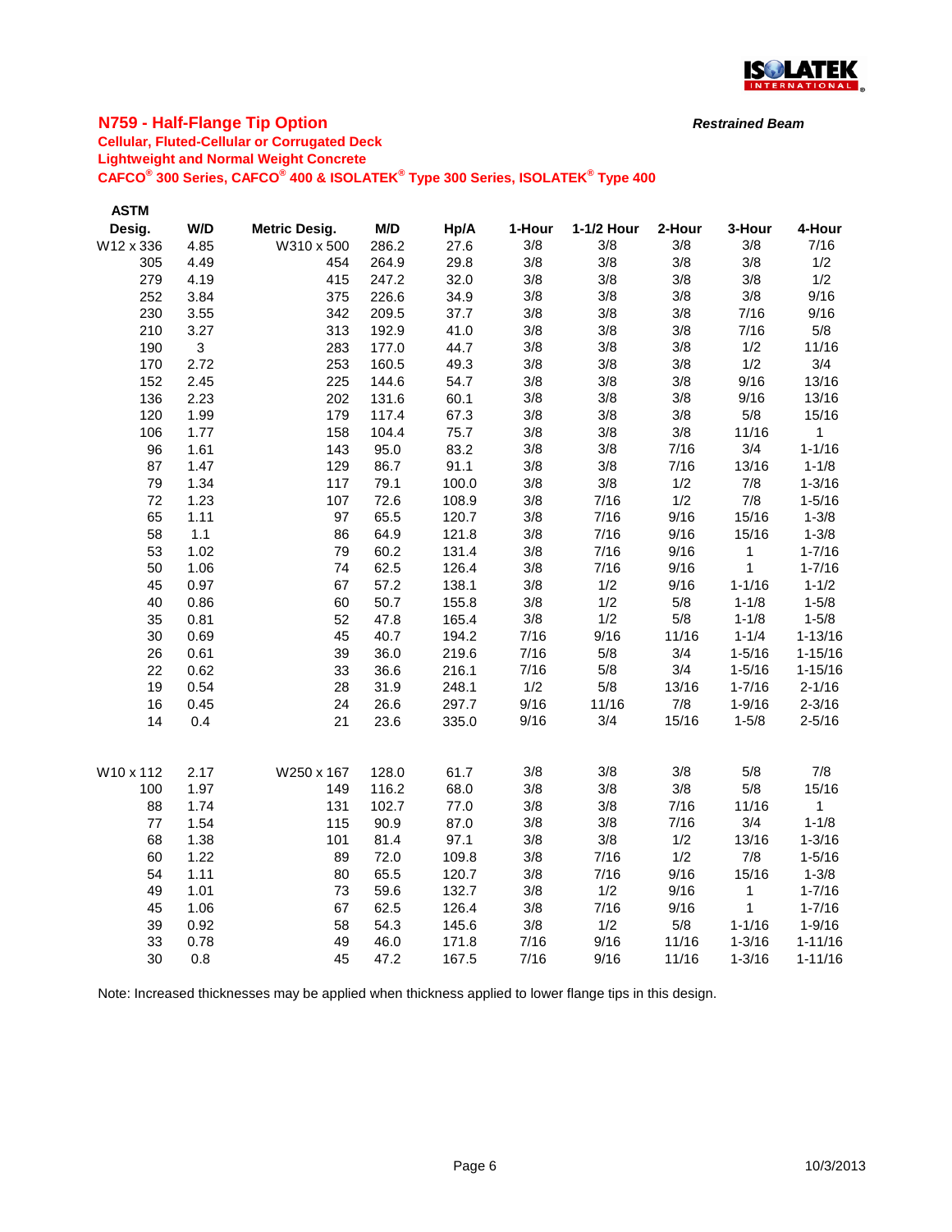## N759 - Half-Flange Tip Option

***Restrained Beam***

**Cellular, Fluted-Cellular or Corrugated Deck**
**Lightweight and Normal Weight Concrete**
**CAFCO® 300 Series, CAFCO® 400 & ISOLATEK® Type 300 Series, ISOLATEK® Type 400**

| ASTM Desig. | W/D | Metric Desig. | M/D | Hp/A | 1-Hour | 1-1/2 Hour | 2-Hour | 3-Hour | 4-Hour |
|---|---|---|---|---|---|---|---|---|---|
| W12 x 336 | 4.85 | W310 x 500 | 286.2 | 27.6 | 3/8 | 3/8 | 3/8 | 3/8 | 7/16 |
| 305 | 4.49 | 454 | 264.9 | 29.8 | 3/8 | 3/8 | 3/8 | 3/8 | 1/2 |
| 279 | 4.19 | 415 | 247.2 | 32.0 | 3/8 | 3/8 | 3/8 | 3/8 | 1/2 |
| 252 | 3.84 | 375 | 226.6 | 34.9 | 3/8 | 3/8 | 3/8 | 3/8 | 9/16 |
| 230 | 3.55 | 342 | 209.5 | 37.7 | 3/8 | 3/8 | 3/8 | 7/16 | 9/16 |
| 210 | 3.27 | 313 | 192.9 | 41.0 | 3/8 | 3/8 | 3/8 | 7/16 | 5/8 |
| 190 | 3 | 283 | 177.0 | 44.7 | 3/8 | 3/8 | 3/8 | 1/2 | 11/16 |
| 170 | 2.72 | 253 | 160.5 | 49.3 | 3/8 | 3/8 | 3/8 | 1/2 | 3/4 |
| 152 | 2.45 | 225 | 144.6 | 54.7 | 3/8 | 3/8 | 3/8 | 9/16 | 13/16 |
| 136 | 2.23 | 202 | 131.6 | 60.1 | 3/8 | 3/8 | 3/8 | 9/16 | 13/16 |
| 120 | 1.99 | 179 | 117.4 | 67.3 | 3/8 | 3/8 | 3/8 | 5/8 | 15/16 |
| 106 | 1.77 | 158 | 104.4 | 75.7 | 3/8 | 3/8 | 3/8 | 11/16 | 1 |
| 96 | 1.61 | 143 | 95.0 | 83.2 | 3/8 | 3/8 | 7/16 | 3/4 | 1-1/16 |
| 87 | 1.47 | 129 | 86.7 | 91.1 | 3/8 | 3/8 | 7/16 | 13/16 | 1-1/8 |
| 79 | 1.34 | 117 | 79.1 | 100.0 | 3/8 | 3/8 | 1/2 | 7/8 | 1-3/16 |
| 72 | 1.23 | 107 | 72.6 | 108.9 | 3/8 | 7/16 | 1/2 | 7/8 | 1-5/16 |
| 65 | 1.11 | 97 | 65.5 | 120.7 | 3/8 | 7/16 | 9/16 | 15/16 | 1-3/8 |
| 58 | 1.1 | 86 | 64.9 | 121.8 | 3/8 | 7/16 | 9/16 | 15/16 | 1-3/8 |
| 53 | 1.02 | 79 | 60.2 | 131.4 | 3/8 | 7/16 | 9/16 | 1 | 1-7/16 |
| 50 | 1.06 | 74 | 62.5 | 126.4 | 3/8 | 7/16 | 9/16 | 1 | 1-7/16 |
| 45 | 0.97 | 67 | 57.2 | 138.1 | 3/8 | 1/2 | 9/16 | 1-1/16 | 1-1/2 |
| 40 | 0.86 | 60 | 50.7 | 155.8 | 3/8 | 1/2 | 5/8 | 1-1/8 | 1-5/8 |
| 35 | 0.81 | 52 | 47.8 | 165.4 | 3/8 | 1/2 | 5/8 | 1-1/8 | 1-5/8 |
| 30 | 0.69 | 45 | 40.7 | 194.2 | 7/16 | 9/16 | 11/16 | 1-1/4 | 1-13/16 |
| 26 | 0.61 | 39 | 36.0 | 219.6 | 7/16 | 5/8 | 3/4 | 1-5/16 | 1-15/16 |
| 22 | 0.62 | 33 | 36.6 | 216.1 | 7/16 | 5/8 | 3/4 | 1-5/16 | 1-15/16 |
| 19 | 0.54 | 28 | 31.9 | 248.1 | 1/2 | 5/8 | 13/16 | 1-7/16 | 2-1/16 |
| 16 | 0.45 | 24 | 26.6 | 297.7 | 9/16 | 11/16 | 7/8 | 1-9/16 | 2-3/16 |
| 14 | 0.4 | 21 | 23.6 | 335.0 | 9/16 | 3/4 | 15/16 | 1-5/8 | 2-5/16 |
| | | | | | | | | | |
| W10 x 112 | 2.17 | W250 x 167 | 128.0 | 61.7 | 3/8 | 3/8 | 3/8 | 5/8 | 7/8 |
| 100 | 1.97 | 149 | 116.2 | 68.0 | 3/8 | 3/8 | 3/8 | 5/8 | 15/16 |
| 88 | 1.74 | 131 | 102.7 | 77.0 | 3/8 | 3/8 | 7/16 | 11/16 | 1 |
| 77 | 1.54 | 115 | 90.9 | 87.0 | 3/8 | 3/8 | 7/16 | 3/4 | 1-1/8 |
| 68 | 1.38 | 101 | 81.4 | 97.1 | 3/8 | 3/8 | 1/2 | 13/16 | 1-3/16 |
| 60 | 1.22 | 89 | 72.0 | 109.8 | 3/8 | 7/16 | 1/2 | 7/8 | 1-5/16 |
| 54 | 1.11 | 80 | 65.5 | 120.7 | 3/8 | 7/16 | 9/16 | 15/16 | 1-3/8 |
| 49 | 1.01 | 73 | 59.6 | 132.7 | 3/8 | 1/2 | 9/16 | 1 | 1-7/16 |
| 45 | 1.06 | 67 | 62.5 | 126.4 | 3/8 | 7/16 | 9/16 | 1 | 1-7/16 |
| 39 | 0.92 | 58 | 54.3 | 145.6 | 3/8 | 1/2 | 5/8 | 1-1/16 | 1-9/16 |
| 33 | 0.78 | 49 | 46.0 | 171.8 | 7/16 | 9/16 | 11/16 | 1-3/16 | 1-11/16 |
| 30 | 0.8 | 45 | 47.2 | 167.5 | 7/16 | 9/16 | 11/16 | 1-3/16 | 1-11/16 |

Note: Increased thicknesses may be applied when thickness applied to lower flange tips in this design.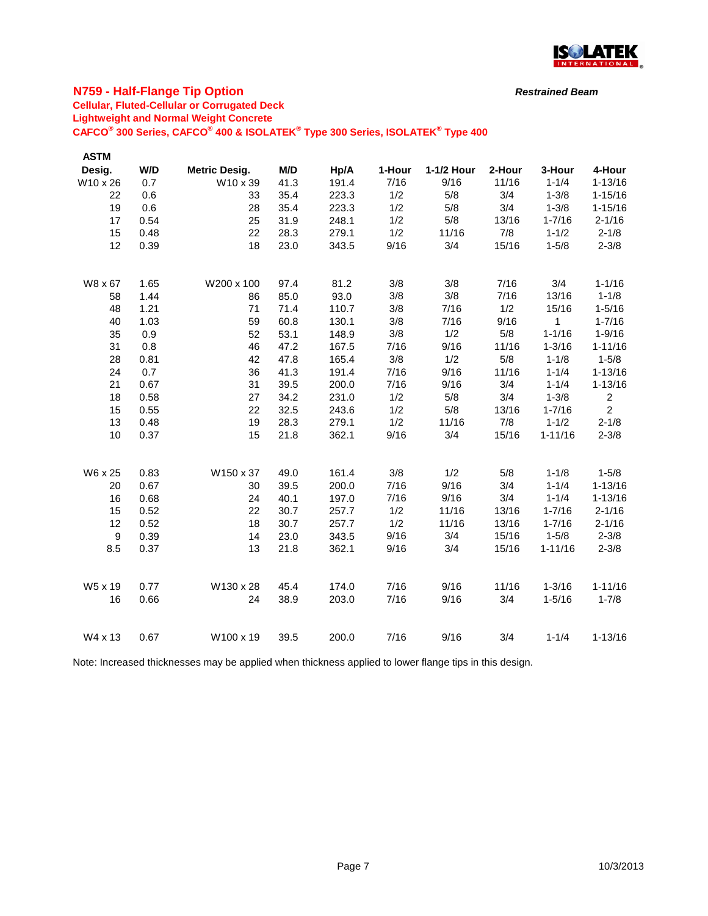## N759 - Half-Flange Tip Option

***Restrained Beam***

**Cellular, Fluted-Cellular or Corrugated Deck**
**Lightweight and Normal Weight Concrete**
**CAFCO® 300 Series, CAFCO® 400 & ISOLATEK® Type 300 Series, ISOLATEK® Type 400**

| ASTM Desig. | W/D | Metric Desig. | M/D | Hp/A | 1-Hour | 1-1/2 Hour | 2-Hour | 3-Hour | 4-Hour |
|---|---|---|---|---|---|---|---|---|---|
| W10 x 26 | 0.7 | W10 x 39 | 41.3 | 191.4 | 7/16 | 9/16 | 11/16 | 1-1/4 | 1-13/16 |
| 22 | 0.6 | 33 | 35.4 | 223.3 | 1/2 | 5/8 | 3/4 | 1-3/8 | 1-15/16 |
| 19 | 0.6 | 28 | 35.4 | 223.3 | 1/2 | 5/8 | 3/4 | 1-3/8 | 1-15/16 |
| 17 | 0.54 | 25 | 31.9 | 248.1 | 1/2 | 5/8 | 13/16 | 1-7/16 | 2-1/16 |
| 15 | 0.48 | 22 | 28.3 | 279.1 | 1/2 | 11/16 | 7/8 | 1-1/2 | 2-1/8 |
| 12 | 0.39 | 18 | 23.0 | 343.5 | 9/16 | 3/4 | 15/16 | 1-5/8 | 2-3/8 |
| | | | | | | | | | |
| W8 x 67 | 1.65 | W200 x 100 | 97.4 | 81.2 | 3/8 | 3/8 | 7/16 | 3/4 | 1-1/16 |
| 58 | 1.44 | 86 | 85.0 | 93.0 | 3/8 | 3/8 | 7/16 | 13/16 | 1-1/8 |
| 48 | 1.21 | 71 | 71.4 | 110.7 | 3/8 | 7/16 | 1/2 | 15/16 | 1-5/16 |
| 40 | 1.03 | 59 | 60.8 | 130.1 | 3/8 | 7/16 | 9/16 | 1 | 1-7/16 |
| 35 | 0.9 | 52 | 53.1 | 148.9 | 3/8 | 1/2 | 5/8 | 1-1/16 | 1-9/16 |
| 31 | 0.8 | 46 | 47.2 | 167.5 | 7/16 | 9/16 | 11/16 | 1-3/16 | 1-11/16 |
| 28 | 0.81 | 42 | 47.8 | 165.4 | 3/8 | 1/2 | 5/8 | 1-1/8 | 1-5/8 |
| 24 | 0.7 | 36 | 41.3 | 191.4 | 7/16 | 9/16 | 11/16 | 1-1/4 | 1-13/16 |
| 21 | 0.67 | 31 | 39.5 | 200.0 | 7/16 | 9/16 | 3/4 | 1-1/4 | 1-13/16 |
| 18 | 0.58 | 27 | 34.2 | 231.0 | 1/2 | 5/8 | 3/4 | 1-3/8 | 2 |
| 15 | 0.55 | 22 | 32.5 | 243.6 | 1/2 | 5/8 | 13/16 | 1-7/16 | 2 |
| 13 | 0.48 | 19 | 28.3 | 279.1 | 1/2 | 11/16 | 7/8 | 1-1/2 | 2-1/8 |
| 10 | 0.37 | 15 | 21.8 | 362.1 | 9/16 | 3/4 | 15/16 | 1-11/16 | 2-3/8 |
| | | | | | | | | | |
| W6 x 25 | 0.83 | W150 x 37 | 49.0 | 161.4 | 3/8 | 1/2 | 5/8 | 1-1/8 | 1-5/8 |
| 20 | 0.67 | 30 | 39.5 | 200.0 | 7/16 | 9/16 | 3/4 | 1-1/4 | 1-13/16 |
| 16 | 0.68 | 24 | 40.1 | 197.0 | 7/16 | 9/16 | 3/4 | 1-1/4 | 1-13/16 |
| 15 | 0.52 | 22 | 30.7 | 257.7 | 1/2 | 11/16 | 13/16 | 1-7/16 | 2-1/16 |
| 12 | 0.52 | 18 | 30.7 | 257.7 | 1/2 | 11/16 | 13/16 | 1-7/16 | 2-1/16 |
| 9 | 0.39 | 14 | 23.0 | 343.5 | 9/16 | 3/4 | 15/16 | 1-5/8 | 2-3/8 |
| 8.5 | 0.37 | 13 | 21.8 | 362.1 | 9/16 | 3/4 | 15/16 | 1-11/16 | 2-3/8 |
| | | | | | | | | | |
| W5 x 19 | 0.77 | W130 x 28 | 45.4 | 174.0 | 7/16 | 9/16 | 11/16 | 1-3/16 | 1-11/16 |
| 16 | 0.66 | 24 | 38.9 | 203.0 | 7/16 | 9/16 | 3/4 | 1-5/16 | 1-7/8 |
| | | | | | | | | | |
| W4 x 13 | 0.67 | W100 x 19 | 39.5 | 200.0 | 7/16 | 9/16 | 3/4 | 1-1/4 | 1-13/16 |

Note: Increased thicknesses may be applied when thickness applied to lower flange tips in this design.

10/3/2013